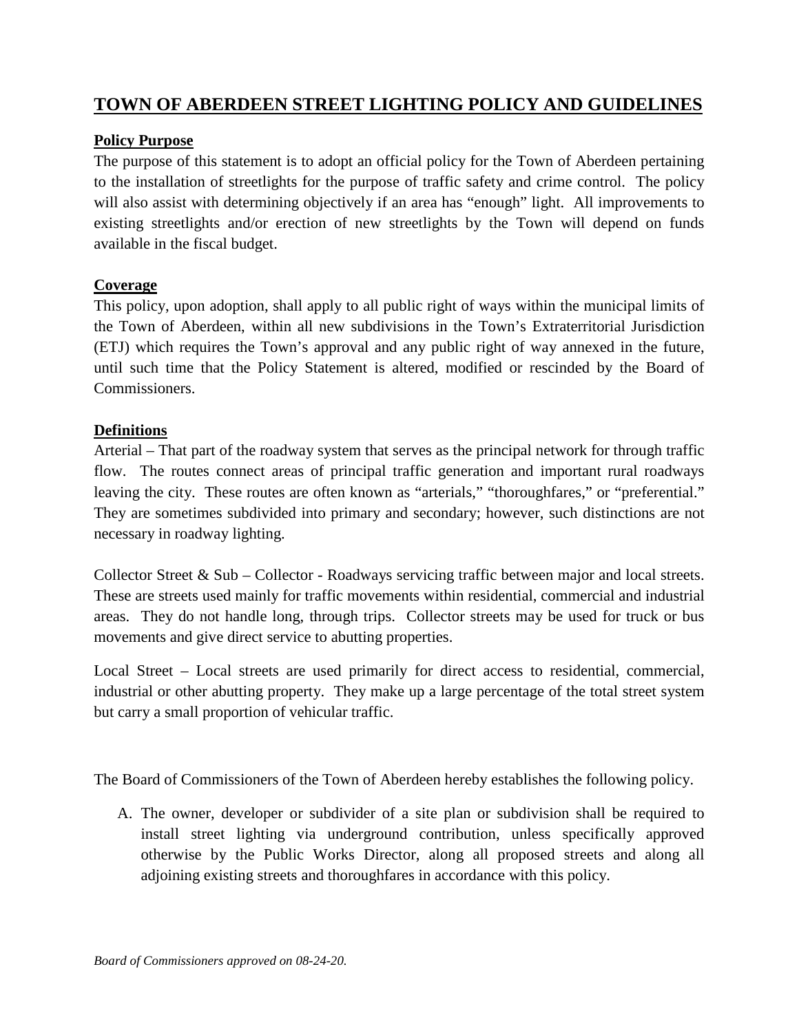# TOWN OF ABERDEEN STREET LIGHTING POLICY AND GUIDELINES

## Policy Purpose

The purpose of this statement is to adopt an official policy for the Town of Aberdeen pertaining to the installation of streetlights for the purpose of traffic safety and crime control. The policy will also assist with determining objectively if an area has "enough" light. All improvements to existing streetlights and/or erection of new streetlights by the Town will depend on funds available in the fiscal budget.

## Coverage

This policy, upon adoption, shall apply to all public right of ways within the municipal limits of the Town of Aberdeen, within all new subdivisions in the Town's Extraterritorial Jurisdiction (ETJ) which requires the Town's approval and any public right of way annexed in the future, until such time that the Policy Statement is altered, modified or rescinded by the Board of Commissioners.

## Definitions

Arterial – That part of the roadway system that serves as the principal network for through traffic flow. The routes connect areas of principal traffic generation and important rural roadways leaving the city. These routes are often known as "arterials," "thoroughfares," or "preferential." They are sometimes subdivided into primary and secondary; however, such distinctions are not necessary in roadway lighting.

Collector Street & Sub – Collector - Roadways servicing traffic between major and local streets. These are streets used mainly for traffic movements within residential, commercial and industrial areas. They do not handle long, through trips. Collector streets may be used for truck or bus movements and give direct service to abutting properties.

Local Street – Local streets are used primarily for direct access to residential, commercial, industrial or other abutting property. They make up a large percentage of the total street system but carry a small proportion of vehicular traffic.

The Board of Commissioners of the Town of Aberdeen hereby establishes the following policy.

A. The owner, developer or subdivider of a site plan or subdivision shall be required to install street lighting via underground contribution, unless specifically approved otherwise by the Public Works Director, along all proposed streets and along all adjoining existing streets and thoroughfares in accordance with this policy.

*Board of Commissioners approved on 08-24-20.*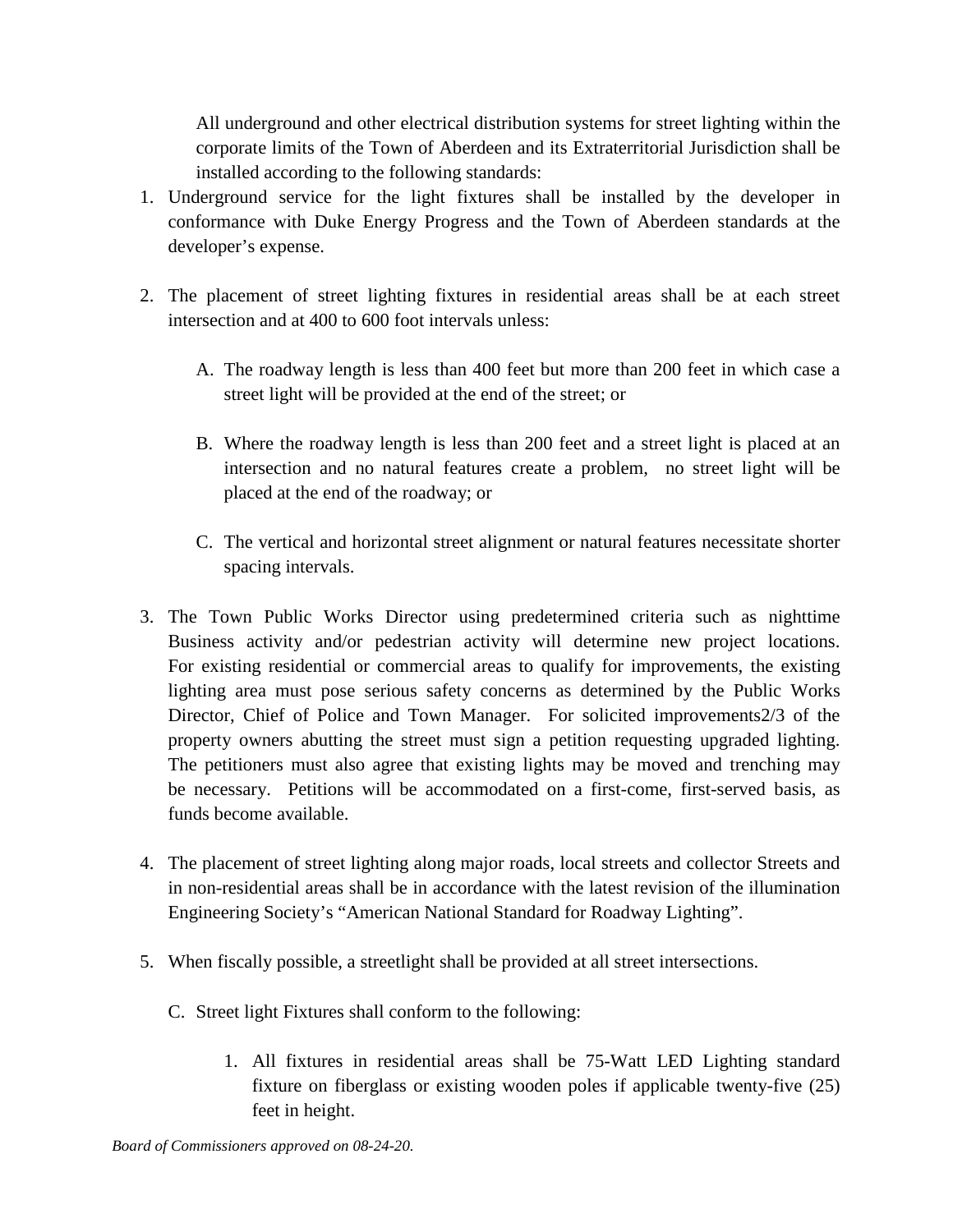All underground and other electrical distribution systems for street lighting within the corporate limits of the Town of Aberdeen and its Extraterritorial Jurisdiction shall be installed according to the following standards:

1. Underground service for the light fixtures shall be installed by the developer in conformance with Duke Energy Progress and the Town of Aberdeen standards at the developer's expense.

2. The placement of street lighting fixtures in residential areas shall be at each street intersection and at 400 to 600 foot intervals unless:

   A. The roadway length is less than 400 feet but more than 200 feet in which case a street light will be provided at the end of the street; or

   B. Where the roadway length is less than 200 feet and a street light is placed at an intersection and no natural features create a problem, no street light will be placed at the end of the roadway; or

   C. The vertical and horizontal street alignment or natural features necessitate shorter spacing intervals.

3. The Town Public Works Director using predetermined criteria such as nighttime Business activity and/or pedestrian activity will determine new project locations. For existing residential or commercial areas to qualify for improvements, the existing lighting area must pose serious safety concerns as determined by the Public Works Director, Chief of Police and Town Manager. For solicited improvements2/3 of the property owners abutting the street must sign a petition requesting upgraded lighting. The petitioners must also agree that existing lights may be moved and trenching may be necessary. Petitions will be accommodated on a first-come, first-served basis, as funds become available.

4. The placement of street lighting along major roads, local streets and collector Streets and in non-residential areas shall be in accordance with the latest revision of the illumination Engineering Society's "American National Standard for Roadway Lighting".

5. When fiscally possible, a streetlight shall be provided at all street intersections.

C. Street light Fixtures shall conform to the following:

   1. All fixtures in residential areas shall be 75-Watt LED Lighting standard fixture on fiberglass or existing wooden poles if applicable twenty-five (25) feet in height.

*Board of Commissioners approved on 08-24-20.*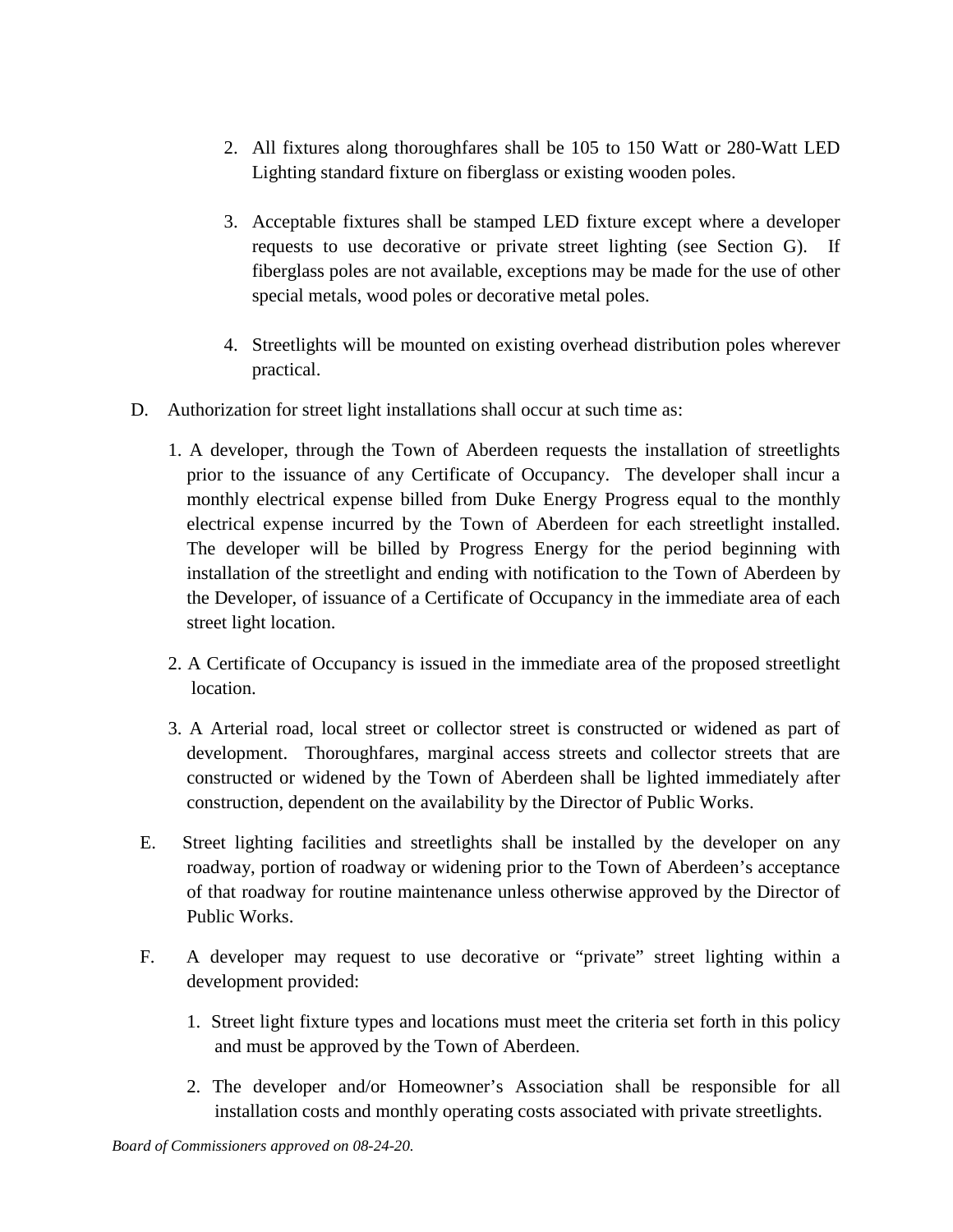2. All fixtures along thoroughfares shall be 105 to 150 Watt or 280-Watt LED Lighting standard fixture on fiberglass or existing wooden poles.

3. Acceptable fixtures shall be stamped LED fixture except where a developer requests to use decorative or private street lighting (see Section G). If fiberglass poles are not available, exceptions may be made for the use of other special metals, wood poles or decorative metal poles.

4. Streetlights will be mounted on existing overhead distribution poles wherever practical.

D. Authorization for street light installations shall occur at such time as:

1. A developer, through the Town of Aberdeen requests the installation of streetlights prior to the issuance of any Certificate of Occupancy. The developer shall incur a monthly electrical expense billed from Duke Energy Progress equal to the monthly electrical expense incurred by the Town of Aberdeen for each streetlight installed. The developer will be billed by Progress Energy for the period beginning with installation of the streetlight and ending with notification to the Town of Aberdeen by the Developer, of issuance of a Certificate of Occupancy in the immediate area of each street light location.

2. A Certificate of Occupancy is issued in the immediate area of the proposed streetlight location.

3. A Arterial road, local street or collector street is constructed or widened as part of development. Thoroughfares, marginal access streets and collector streets that are constructed or widened by the Town of Aberdeen shall be lighted immediately after construction, dependent on the availability by the Director of Public Works.

E. Street lighting facilities and streetlights shall be installed by the developer on any roadway, portion of roadway or widening prior to the Town of Aberdeen's acceptance of that roadway for routine maintenance unless otherwise approved by the Director of Public Works.

F. A developer may request to use decorative or "private" street lighting within a development provided:

1. Street light fixture types and locations must meet the criteria set forth in this policy and must be approved by the Town of Aberdeen.

2. The developer and/or Homeowner's Association shall be responsible for all installation costs and monthly operating costs associated with private streetlights.

*Board of Commissioners approved on 08-24-20.*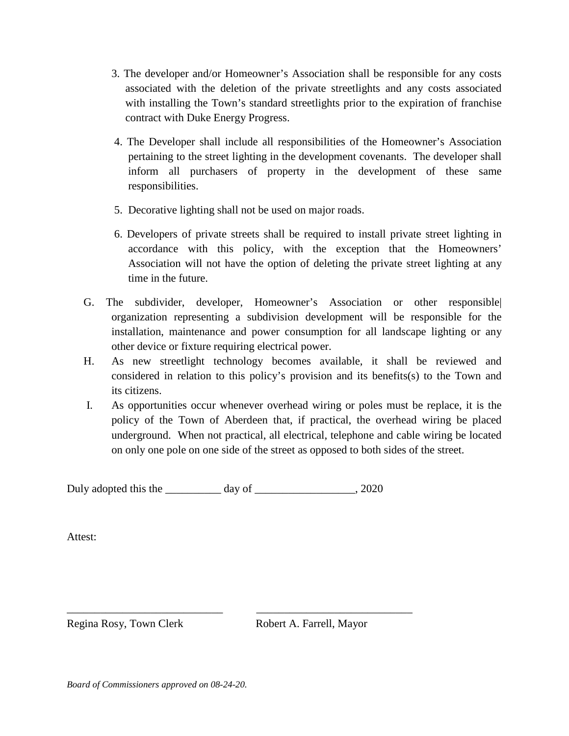3. The developer and/or Homeowner's Association shall be responsible for any costs associated with the deletion of the private streetlights and any costs associated with installing the Town's standard streetlights prior to the expiration of franchise contract with Duke Energy Progress.

4. The Developer shall include all responsibilities of the Homeowner's Association pertaining to the street lighting in the development covenants. The developer shall inform all purchasers of property in the development of these same responsibilities.

5. Decorative lighting shall not be used on major roads.

6. Developers of private streets shall be required to install private street lighting in accordance with this policy, with the exception that the Homeowners' Association will not have the option of deleting the private street lighting at any time in the future.

G. The subdivider, developer, Homeowner's Association or other responsible organization representing a subdivision development will be responsible for the installation, maintenance and power consumption for all landscape lighting or any other device or fixture requiring electrical power.

H. As new streetlight technology becomes available, it shall be reviewed and considered in relation to this policy's provision and its benefits(s) to the Town and its citizens.

I. As opportunities occur whenever overhead wiring or poles must be replace, it is the policy of the Town of Aberdeen that, if practical, the overhead wiring be placed underground. When not practical, all electrical, telephone and cable wiring be located on only one pole on one side of the street as opposed to both sides of the street.

Duly adopted this the __________ day of __________________, 2020

Attest:

_____________________________ _____________________________

Regina Rosy, Town Clerk Robert A. Farrell, Mayor

*Board of Commissioners approved on 08-24-20.*